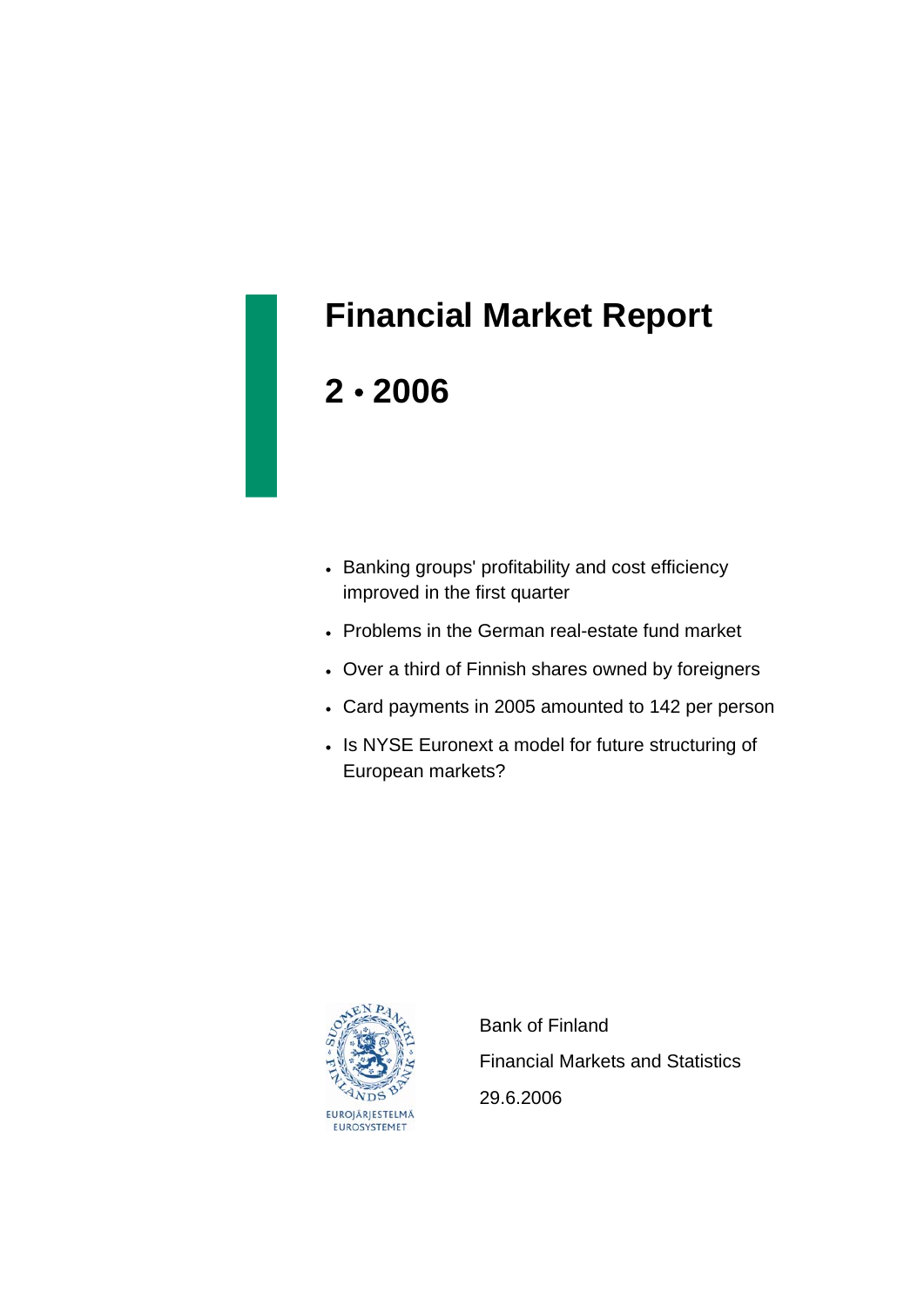# Financial Market Report

## 2 • 2006

- Banking groups' profitability and cost efficiency improved in the first quarter
- Problems in the German real-estate fund market
- Over a third of Finnish shares owned by foreigners
- Card payments in 2005 amounted to 142 per person
- Is NYSE Euronext a model for future structuring of European markets?

EUROJÄRJESTELMÄ
EUROSYSTEMET

Bank of Finland

Financial Markets and Statistics

29.6.2006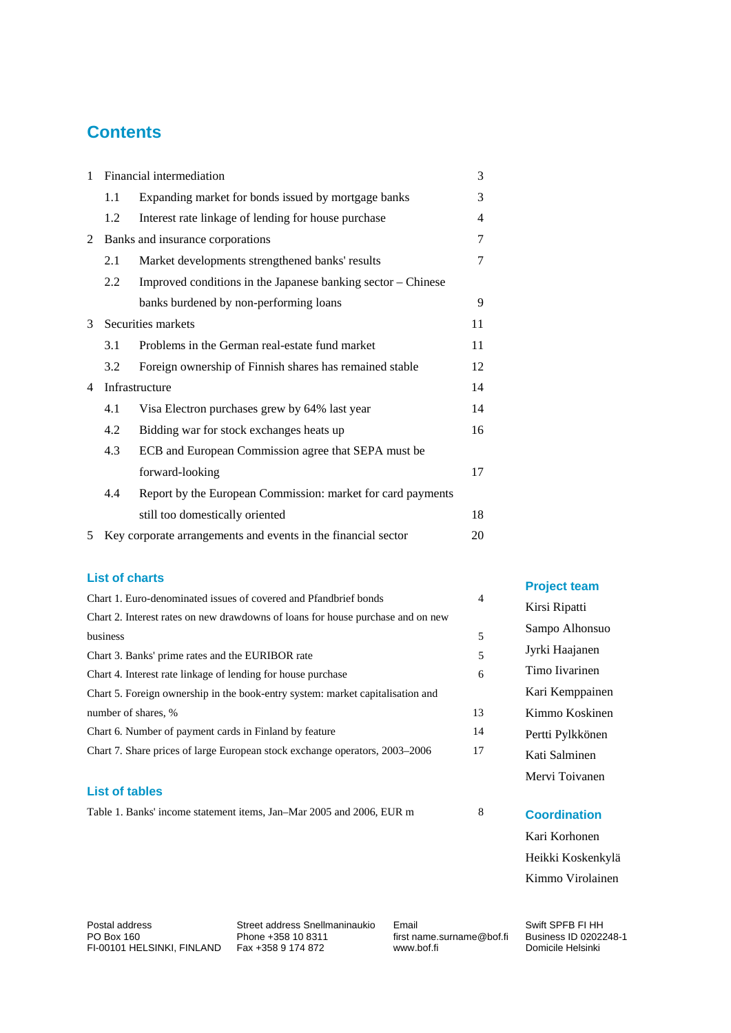# Contents

| | | |
|---|---|---|
| 1 | Financial intermediation | 3 |
| 1.1 | Expanding market for bonds issued by mortgage banks | 3 |
| 1.2 | Interest rate linkage of lending for house purchase | 4 |
| 2 | Banks and insurance corporations | 7 |
| 2.1 | Market developments strengthened banks' results | 7 |
| 2.2 | Improved conditions in the Japanese banking sector – Chinese banks burdened by non-performing loans | 9 |
| 3 | Securities markets | 11 |
| 3.1 | Problems in the German real-estate fund market | 11 |
| 3.2 | Foreign ownership of Finnish shares has remained stable | 12 |
| 4 | Infrastructure | 14 |
| 4.1 | Visa Electron purchases grew by 64% last year | 14 |
| 4.2 | Bidding war for stock exchanges heats up | 16 |
| 4.3 | ECB and European Commission agree that SEPA must be forward-looking | 17 |
| 4.4 | Report by the European Commission: market for card payments still too domestically oriented | 18 |
| 5 | Key corporate arrangements and events in the financial sector | 20 |

## List of charts

| | |
|---|---|
| Chart 1. Euro-denominated issues of covered and Pfandbrief bonds | 4 |
| Chart 2. Interest rates on new drawdowns of loans for house purchase and on new business | 5 |
| Chart 3. Banks' prime rates and the EURIBOR rate | 5 |
| Chart 4. Interest rate linkage of lending for house purchase | 6 |
| Chart 5. Foreign ownership in the book-entry system: market capitalisation and number of shares, % | 13 |
| Chart 6. Number of payment cards in Finland by feature | 14 |
| Chart 7. Share prices of large European stock exchange operators, 2003–2006 | 17 |

## List of tables

| | |
|---|---|
| Table 1. Banks' income statement items, Jan–Mar 2005 and 2006, EUR m | 8 |

## Project team

Kirsi Ripatti
Sampo Alhonsuo
Jyrki Haajanen
Timo Iivarinen
Kari Kemppainen
Kimmo Koskinen
Pertti Pylkkönen
Kati Salminen
Mervi Toivanen

## Coordination

Kari Korhonen
Heikki Koskenkylä
Kimmo Virolainen

Postal address
PO Box 160
FI-00101 HELSINKI, FINLAND

Street address Snellmaninaukio
Phone +358 10 8311
Fax +358 9 174 872

Email
first name.surname@bof.fi
www.bof.fi

Swift SPFB FI HH
Business ID 0202248-1
Domicile Helsinki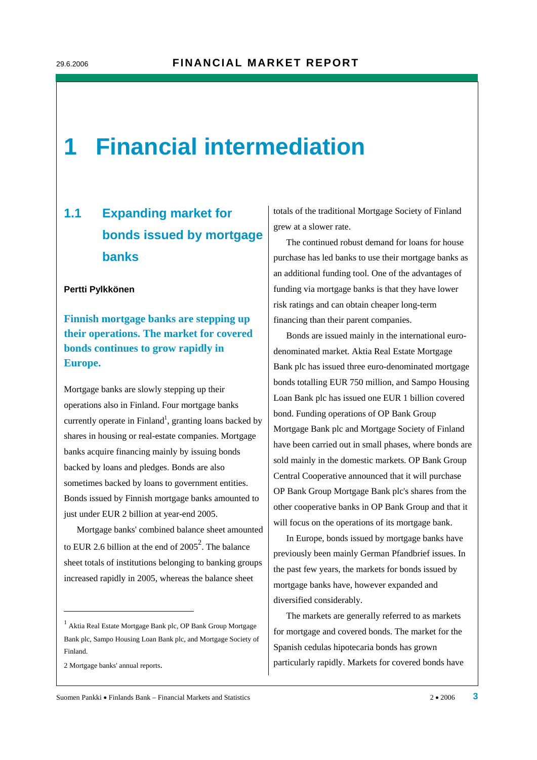# 1 Financial intermediation

## 1.1 Expanding market for bonds issued by mortgage banks

**Pertti Pylkkönen**

**Finnish mortgage banks are stepping up their operations. The market for covered bonds continues to grow rapidly in Europe.**

Mortgage banks are slowly stepping up their operations also in Finland. Four mortgage banks currently operate in Finland[1], granting loans backed by shares in housing or real-estate companies. Mortgage banks acquire financing mainly by issuing bonds backed by loans and pledges. Bonds are also sometimes backed by loans to government entities. Bonds issued by Finnish mortgage banks amounted to just under EUR 2 billion at year-end 2005.

Mortgage banks' combined balance sheet amounted to EUR 2.6 billion at the end of 2005[2]. The balance sheet totals of institutions belonging to banking groups increased rapidly in 2005, whereas the balance sheet totals of the traditional Mortgage Society of Finland grew at a slower rate.

The continued robust demand for loans for house purchase has led banks to use their mortgage banks as an additional funding tool. One of the advantages of funding via mortgage banks is that they have lower risk ratings and can obtain cheaper long-term financing than their parent companies.

Bonds are issued mainly in the international euro-denominated market. Aktia Real Estate Mortgage Bank plc has issued three euro-denominated mortgage bonds totalling EUR 750 million, and Sampo Housing Loan Bank plc has issued one EUR 1 billion covered bond. Funding operations of OP Bank Group Mortgage Bank plc and Mortgage Society of Finland have been carried out in small phases, where bonds are sold mainly in the domestic markets. OP Bank Group Central Cooperative announced that it will purchase OP Bank Group Mortgage Bank plc's shares from the other cooperative banks in OP Bank Group and that it will focus on the operations of its mortgage bank.

In Europe, bonds issued by mortgage banks have previously been mainly German Pfandbrief issues. In the past few years, the markets for bonds issued by mortgage banks have, however expanded and diversified considerably.

The markets are generally referred to as markets for mortgage and covered bonds. The market for the Spanish cedulas hipotecaria bonds has grown particularly rapidly. Markets for covered bonds have

---

[1] Aktia Real Estate Mortgage Bank plc, OP Bank Group Mortgage Bank plc, Sampo Housing Loan Bank plc, and Mortgage Society of Finland.

[2] Mortgage banks' annual reports.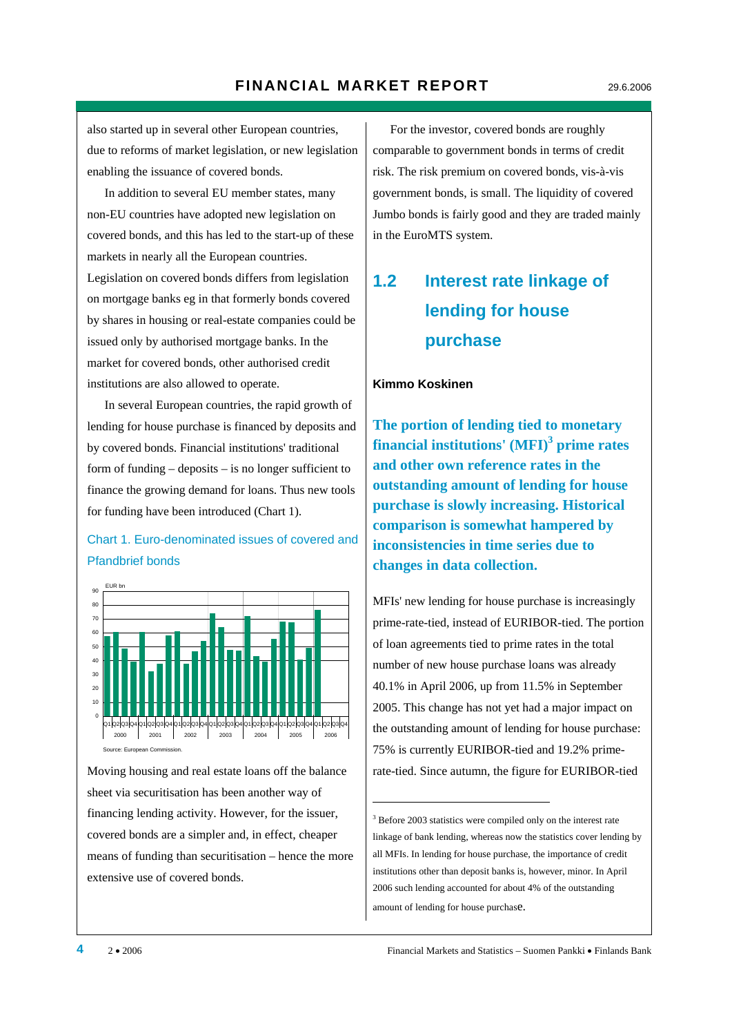also started up in several other European countries, due to reforms of market legislation, or new legislation enabling the issuance of covered bonds.

In addition to several EU member states, many non-EU countries have adopted new legislation on covered bonds, and this has led to the start-up of these markets in nearly all the European countries. Legislation on covered bonds differs from legislation on mortgage banks eg in that formerly bonds covered by shares in housing or real-estate companies could be issued only by authorised mortgage banks. In the market for covered bonds, other authorised credit institutions are also allowed to operate.

In several European countries, the rapid growth of lending for house purchase is financed by deposits and by covered bonds. Financial institutions' traditional form of funding – deposits – is no longer sufficient to finance the growing demand for loans. Thus new tools for funding have been introduced (Chart 1).

Chart 1. Euro-denominated issues of covered and Pfandbrief bonds

Source: European Commission.

Moving housing and real estate loans off the balance sheet via securitisation has been another way of financing lending activity. However, for the issuer, covered bonds are a simpler and, in effect, cheaper means of funding than securitisation – hence the more extensive use of covered bonds.

For the investor, covered bonds are roughly comparable to government bonds in terms of credit risk. The risk premium on covered bonds, vis-à-vis government bonds, is small. The liquidity of covered Jumbo bonds is fairly good and they are traded mainly in the EuroMTS system.

## 1.2 Interest rate linkage of lending for house purchase

**Kimmo Koskinen**

**The portion of lending tied to monetary financial institutions' (MFI)[3] prime rates and other own reference rates in the outstanding amount of lending for house purchase is slowly increasing. Historical comparison is somewhat hampered by inconsistencies in time series due to changes in data collection.**

MFIs' new lending for house purchase is increasingly prime-rate-tied, instead of EURIBOR-tied. The portion of loan agreements tied to prime rates in the total number of new house purchase loans was already 40.1% in April 2006, up from 11.5% in September 2005. This change has not yet had a major impact on the outstanding amount of lending for house purchase: 75% is currently EURIBOR-tied and 19.2% prime-rate-tied. Since autumn, the figure for EURIBOR-tied

[3] Before 2003 statistics were compiled only on the interest rate linkage of bank lending, whereas now the statistics cover lending by all MFIs. In lending for house purchase, the importance of credit institutions other than deposit banks is, however, minor. In April 2006 such lending accounted for about 4% of the outstanding amount of lending for house purchase.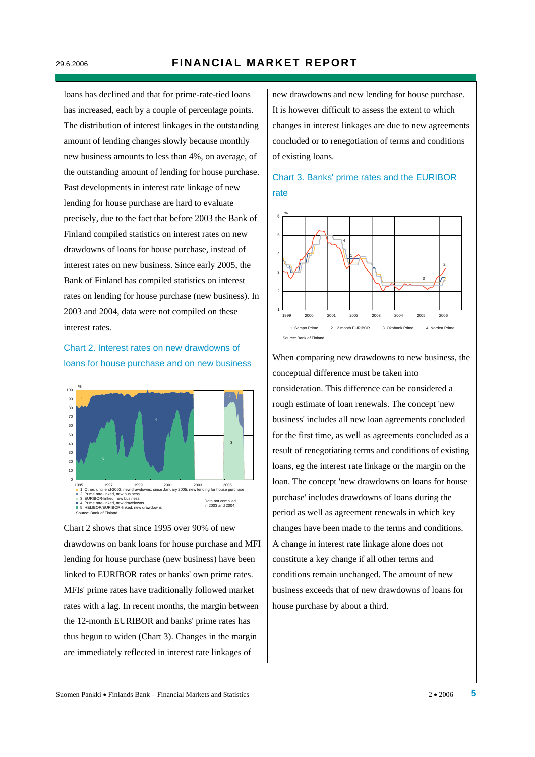loans has declined and that for prime-rate-tied loans has increased, each by a couple of percentage points. The distribution of interest linkages in the outstanding amount of lending changes slowly because monthly new business amounts to less than 4%, on average, of the outstanding amount of lending for house purchase. Past developments in interest rate linkage of new lending for house purchase are hard to evaluate precisely, due to the fact that before 2003 the Bank of Finland compiled statistics on interest rates on new drawdowns of loans for house purchase, instead of interest rates on new business. Since early 2005, the Bank of Finland has compiled statistics on interest rates on lending for house purchase (new business). In 2003 and 2004, data were not compiled on these interest rates.

### Chart 2. Interest rates on new drawdowns of loans for house purchase and on new business

1 Other; until end-2002: new drawdowns; since January 2005: new lending for house purchase
2 Prime rate-linked, new business
3 EURIBOR-linked, new business
4 Prime rate-linked, new drawdowns
5 HELIBOR/EURIBOR-linked, new drawdowns

Data not compiled in 2003 and 2004.

Source: Bank of Finland.

Chart 2 shows that since 1995 over 90% of new drawdowns on bank loans for house purchase and MFI lending for house purchase (new business) have been linked to EURIBOR rates or banks' own prime rates. MFIs' prime rates have traditionally followed market rates with a lag. In recent months, the margin between the 12-month EURIBOR and banks' prime rates has thus begun to widen (Chart 3). Changes in the margin are immediately reflected in interest rate linkages of new drawdowns and new lending for house purchase. It is however difficult to assess the extent to which changes in interest linkages are due to new agreements concluded or to renegotiation of terms and conditions of existing loans.

### Chart 3. Banks' prime rates and the EURIBOR rate

1 Sampo Prime
2 12 month EURIBOR
3 Okobank Prime
4 Nordea Prime

Source: Bank of Finland.

When comparing new drawdowns to new business, the conceptual difference must be taken into consideration. This difference can be considered a rough estimate of loan renewals. The concept 'new business' includes all new loan agreements concluded for the first time, as well as agreements concluded as a result of renegotiating terms and conditions of existing loans, eg the interest rate linkage or the margin on the loan. The concept 'new drawdowns on loans for house purchase' includes drawdowns of loans during the period as well as agreement renewals in which key changes have been made to the terms and conditions. A change in interest rate linkage alone does not constitute a key change if all other terms and conditions remain unchanged. The amount of new business exceeds that of new drawdowns of loans for house purchase by about a third.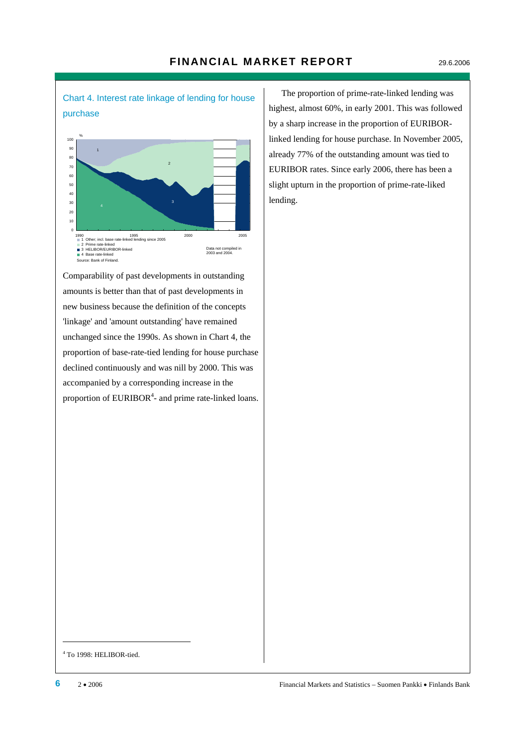Chart 4. Interest rate linkage of lending for house purchase

- 1 Other; incl. base rate-linked lending since 2005
- 2 Prime rate-linked
- 3 HELIBOR/EURIBOR-linked
- 4 Base rate-linked

Data not compiled in 2003 and 2004.

Source: Bank of Finland.

Comparability of past developments in outstanding amounts is better than that of past developments in new business because the definition of the concepts 'linkage' and 'amount outstanding' have remained unchanged since the 1990s. As shown in Chart 4, the proportion of base-rate-tied lending for house purchase declined continuously and was nill by 2000. This was accompanied by a corresponding increase in the proportion of EURIBOR[4]- and prime rate-linked loans.

The proportion of prime-rate-linked lending was highest, almost 60%, in early 2001. This was followed by a sharp increase in the proportion of EURIBOR-linked lending for house purchase. In November 2005, already 77% of the outstanding amount was tied to EURIBOR rates. Since early 2006, there has been a slight upturn in the proportion of prime-rate-liked lending.

[4] To 1998: HELIBOR-tied.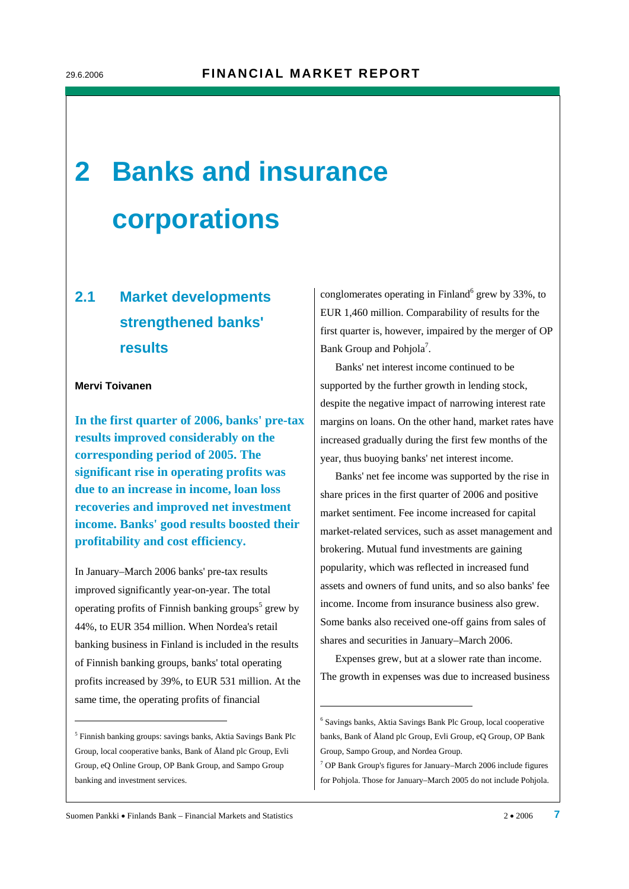# 2 Banks and insurance corporations

## 2.1 Market developments strengthened banks' results

**Mervi Toivanen**

**In the first quarter of 2006, banks' pre-tax results improved considerably on the corresponding period of 2005. The significant rise in operating profits was due to an increase in income, loan loss recoveries and improved net investment income. Banks' good results boosted their profitability and cost efficiency.**

In January–March 2006 banks' pre-tax results improved significantly year-on-year. The total operating profits of Finnish banking groups[5] grew by 44%, to EUR 354 million. When Nordea's retail banking business in Finland is included in the results of Finnish banking groups, banks' total operating profits increased by 39%, to EUR 531 million. At the same time, the operating profits of financial conglomerates operating in Finland[6] grew by 33%, to EUR 1,460 million. Comparability of results for the first quarter is, however, impaired by the merger of OP Bank Group and Pohjola[7].

Banks' net interest income continued to be supported by the further growth in lending stock, despite the negative impact of narrowing interest rate margins on loans. On the other hand, market rates have increased gradually during the first few months of the year, thus buoying banks' net interest income.

Banks' net fee income was supported by the rise in share prices in the first quarter of 2006 and positive market sentiment. Fee income increased for capital market-related services, such as asset management and brokering. Mutual fund investments are gaining popularity, which was reflected in increased fund assets and owners of fund units, and so also banks' fee income. Income from insurance business also grew. Some banks also received one-off gains from sales of shares and securities in January–March 2006.

Expenses grew, but at a slower rate than income. The growth in expenses was due to increased business

---

[5] Finnish banking groups: savings banks, Aktia Savings Bank Plc Group, local cooperative banks, Bank of Åland plc Group, Evli Group, eQ Online Group, OP Bank Group, and Sampo Group banking and investment services.

[6] Savings banks, Aktia Savings Bank Plc Group, local cooperative banks, Bank of Åland plc Group, Evli Group, eQ Group, OP Bank Group, Sampo Group, and Nordea Group.

[7] OP Bank Group's figures for January–March 2006 include figures for Pohjola. Those for January–March 2005 do not include Pohjola.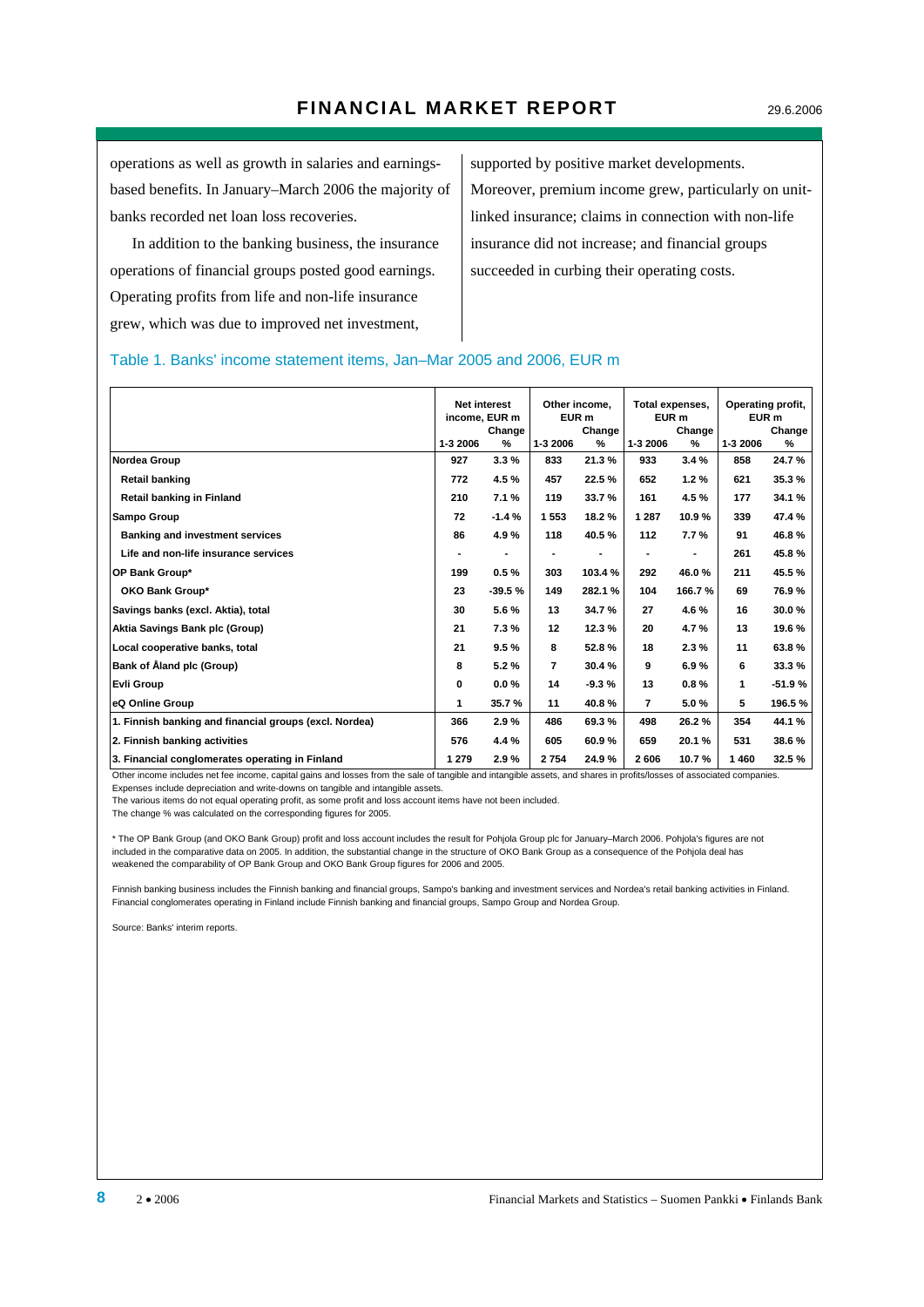operations as well as growth in salaries and earnings-based benefits. In January–March 2006 the majority of banks recorded net loan loss recoveries.

In addition to the banking business, the insurance operations of financial groups posted good earnings. Operating profits from life and non-life insurance grew, which was due to improved net investment, supported by positive market developments. Moreover, premium income grew, particularly on unit-linked insurance; claims in connection with non-life insurance did not increase; and financial groups succeeded in curbing their operating costs.

### Table 1. Banks' income statement items, Jan–Mar 2005 and 2006, EUR m

| | Net interest income, EUR m | | Other income, EUR m | | Total expenses, EUR m | | Operating profit, EUR m | |
|---|---|---|---|---|---|---|---|---|
| | 1-3 2006 | Change % | 1-3 2006 | Change % | 1-3 2006 | Change % | 1-3 2006 | Change % |
| **Nordea Group** | 927 | 3.3 % | 833 | 21.3 % | 933 | 3.4 % | 858 | 24.7 % |
| Retail banking | 772 | 4.5 % | 457 | 22.5 % | 652 | 1.2 % | 621 | 35.3 % |
| Retail banking in Finland | 210 | 7.1 % | 119 | 33.7 % | 161 | 4.5 % | 177 | 34.1 % |
| **Sampo Group** | 72 | -1.4 % | 1 553 | 18.2 % | 1 287 | 10.9 % | 339 | 47.4 % |
| Banking and investment services | 86 | 4.9 % | 118 | 40.5 % | 112 | 7.7 % | 91 | 46.8 % |
| Life and non-life insurance services | - | - | - | - | - | - | 261 | 45.8 % |
| **OP Bank Group*** | 199 | 0.5 % | 303 | 103.4 % | 292 | 46.0 % | 211 | 45.5 % |
| OKO Bank Group* | 23 | -39.5 % | 149 | 282.1 % | 104 | 166.7 % | 69 | 76.9 % |
| **Savings banks (excl. Aktia), total** | 30 | 5.6 % | 13 | 34.7 % | 27 | 4.6 % | 16 | 30.0 % |
| **Aktia Savings Bank plc (Group)** | 21 | 7.3 % | 12 | 12.3 % | 20 | 4.7 % | 13 | 19.6 % |
| **Local cooperative banks, total** | 21 | 9.5 % | 8 | 52.8 % | 18 | 2.3 % | 11 | 63.8 % |
| **Bank of Åland plc (Group)** | 8 | 5.2 % | 7 | 30.4 % | 9 | 6.9 % | 6 | 33.3 % |
| **Evli Group** | 0 | 0.0 % | 14 | -9.3 % | 13 | 0.8 % | 1 | -51.9 % |
| **eQ Online Group** | 1 | 35.7 % | 11 | 40.8 % | 7 | 5.0 % | 5 | 196.5 % |
| **1. Finnish banking and financial groups (excl. Nordea)** | 366 | 2.9 % | 486 | 69.3 % | 498 | 26.2 % | 354 | 44.1 % |
| **2. Finnish banking activities** | 576 | 4.4 % | 605 | 60.9 % | 659 | 20.1 % | 531 | 38.6 % |
| **3. Financial conglomerates operating in Finland** | 1 279 | 2.9 % | 2 754 | 24.9 % | 2 606 | 10.7 % | 1 460 | 32.5 % |

Other income includes net fee income, capital gains and losses from the sale of tangible and intangible assets, and shares in profits/losses of associated companies.
Expenses include depreciation and write-downs on tangible and intangible assets.
The various items do not equal operating profit, as some profit and loss account items have not been included.
The change % was calculated on the corresponding figures for 2005.

* The OP Bank Group (and OKO Bank Group) profit and loss account includes the result for Pohjola Group plc for January–March 2006. Pohjola's figures are not included in the comparative data on 2005. In addition, the substantial change in the structure of OKO Bank Group as a consequence of the Pohjola deal has weakened the comparability of OP Bank Group and OKO Bank Group figures for 2006 and 2005.

Finnish banking business includes the Finnish banking and financial groups, Sampo's banking and investment services and Nordea's retail banking activities in Finland.
Financial conglomerates operating in Finland include Finnish banking and financial groups, Sampo Group and Nordea Group.

Source: Banks' interim reports.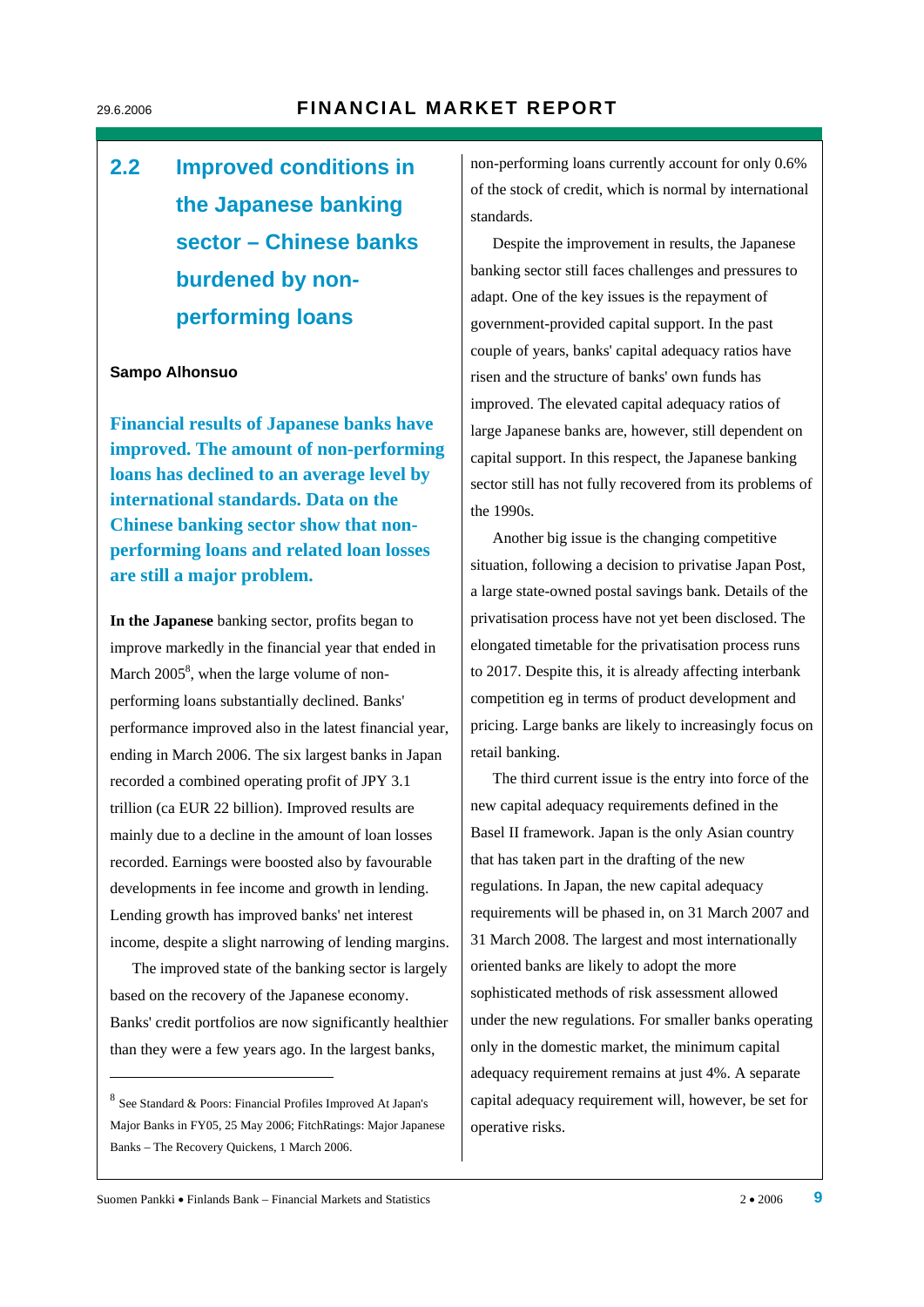## 2.2 Improved conditions in the Japanese banking sector – Chinese banks burdened by non-performing loans

**Sampo Alhonsuo**

**Financial results of Japanese banks have improved. The amount of non-performing loans has declined to an average level by international standards. Data on the Chinese banking sector show that non-performing loans and related loan losses are still a major problem.**

**In the Japanese** banking sector, profits began to improve markedly in the financial year that ended in March 2005[8], when the large volume of non-performing loans substantially declined. Banks' performance improved also in the latest financial year, ending in March 2006. The six largest banks in Japan recorded a combined operating profit of JPY 3.1 trillion (ca EUR 22 billion). Improved results are mainly due to a decline in the amount of loan losses recorded. Earnings were boosted also by favourable developments in fee income and growth in lending. Lending growth has improved banks' net interest income, despite a slight narrowing of lending margins.

The improved state of the banking sector is largely based on the recovery of the Japanese economy. Banks' credit portfolios are now significantly healthier than they were a few years ago. In the largest banks, non-performing loans currently account for only 0.6% of the stock of credit, which is normal by international standards.

Despite the improvement in results, the Japanese banking sector still faces challenges and pressures to adapt. One of the key issues is the repayment of government-provided capital support. In the past couple of years, banks' capital adequacy ratios have risen and the structure of banks' own funds has improved. The elevated capital adequacy ratios of large Japanese banks are, however, still dependent on capital support. In this respect, the Japanese banking sector still has not fully recovered from its problems of the 1990s.

Another big issue is the changing competitive situation, following a decision to privatise Japan Post, a large state-owned postal savings bank. Details of the privatisation process have not yet been disclosed. The elongated timetable for the privatisation process runs to 2017. Despite this, it is already affecting interbank competition eg in terms of product development and pricing. Large banks are likely to increasingly focus on retail banking.

The third current issue is the entry into force of the new capital adequacy requirements defined in the Basel II framework. Japan is the only Asian country that has taken part in the drafting of the new regulations. In Japan, the new capital adequacy requirements will be phased in, on 31 March 2007 and 31 March 2008. The largest and most internationally oriented banks are likely to adopt the more sophisticated methods of risk assessment allowed under the new regulations. For smaller banks operating only in the domestic market, the minimum capital adequacy requirement remains at just 4%. A separate capital adequacy requirement will, however, be set for operative risks.

---

[8] See Standard & Poors: Financial Profiles Improved At Japan's Major Banks in FY05, 25 May 2006; FitchRatings: Major Japanese Banks – The Recovery Quickens, 1 March 2006.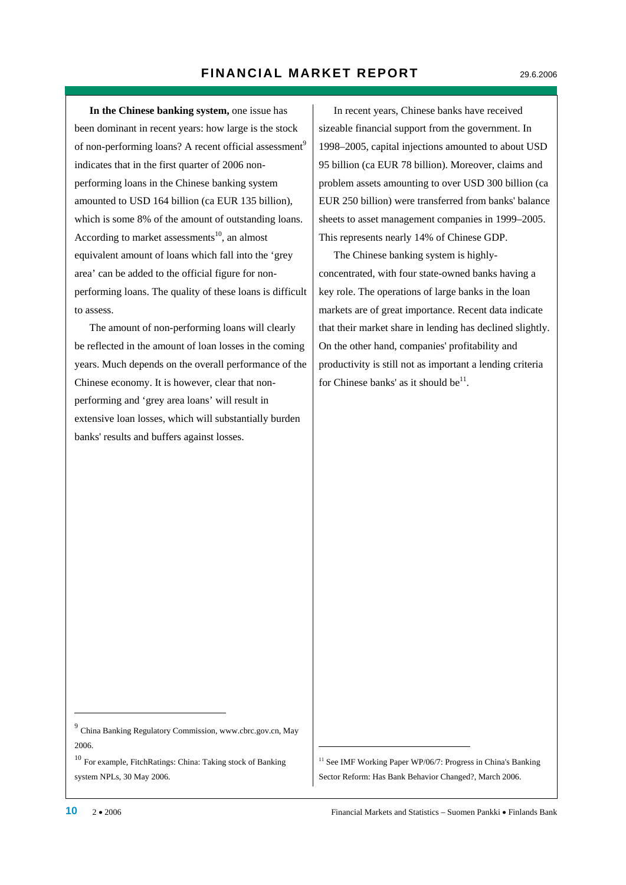**In the Chinese banking system,** one issue has been dominant in recent years: how large is the stock of non-performing loans? A recent official assessment[9] indicates that in the first quarter of 2006 non-performing loans in the Chinese banking system amounted to USD 164 billion (ca EUR 135 billion), which is some 8% of the amount of outstanding loans. According to market assessments[10], an almost equivalent amount of loans which fall into the 'grey area' can be added to the official figure for non-performing loans. The quality of these loans is difficult to assess.

The amount of non-performing loans will clearly be reflected in the amount of loan losses in the coming years. Much depends on the overall performance of the Chinese economy. It is however, clear that non-performing and 'grey area loans' will result in extensive loan losses, which will substantially burden banks' results and buffers against losses.

In recent years, Chinese banks have received sizeable financial support from the government. In 1998–2005, capital injections amounted to about USD 95 billion (ca EUR 78 billion). Moreover, claims and problem assets amounting to over USD 300 billion (ca EUR 250 billion) were transferred from banks' balance sheets to asset management companies in 1999–2005. This represents nearly 14% of Chinese GDP.

The Chinese banking system is highly-concentrated, with four state-owned banks having a key role. The operations of large banks in the loan markets are of great importance. Recent data indicate that their market share in lending has declined slightly. On the other hand, companies' profitability and productivity is still not as important a lending criteria for Chinese banks' as it should be[11].

---

[9] China Banking Regulatory Commission, www.cbrc.gov.cn, May 2006.

[10] For example, FitchRatings: China: Taking stock of Banking system NPLs, 30 May 2006.

[11] See IMF Working Paper WP/06/7: Progress in China's Banking Sector Reform: Has Bank Behavior Changed?, March 2006.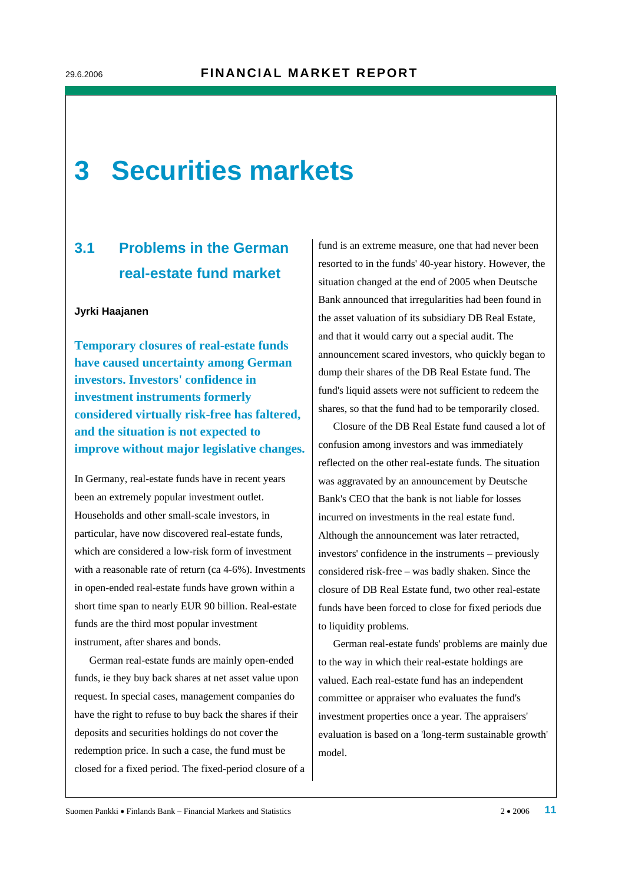# 3 Securities markets

## 3.1 Problems in the German real-estate fund market

**Jyrki Haajanen**

**Temporary closures of real-estate funds have caused uncertainty among German investors. Investors' confidence in investment instruments formerly considered virtually risk-free has faltered, and the situation is not expected to improve without major legislative changes.**

In Germany, real-estate funds have in recent years been an extremely popular investment outlet. Households and other small-scale investors, in particular, have now discovered real-estate funds, which are considered a low-risk form of investment with a reasonable rate of return (ca 4-6%). Investments in open-ended real-estate funds have grown within a short time span to nearly EUR 90 billion. Real-estate funds are the third most popular investment instrument, after shares and bonds.

German real-estate funds are mainly open-ended funds, ie they buy back shares at net asset value upon request. In special cases, management companies do have the right to refuse to buy back the shares if their deposits and securities holdings do not cover the redemption price. In such a case, the fund must be closed for a fixed period. The fixed-period closure of a fund is an extreme measure, one that had never been resorted to in the funds' 40-year history. However, the situation changed at the end of 2005 when Deutsche Bank announced that irregularities had been found in the asset valuation of its subsidiary DB Real Estate, and that it would carry out a special audit. The announcement scared investors, who quickly began to dump their shares of the DB Real Estate fund. The fund's liquid assets were not sufficient to redeem the shares, so that the fund had to be temporarily closed.

Closure of the DB Real Estate fund caused a lot of confusion among investors and was immediately reflected on the other real-estate funds. The situation was aggravated by an announcement by Deutsche Bank's CEO that the bank is not liable for losses incurred on investments in the real estate fund. Although the announcement was later retracted, investors' confidence in the instruments – previously considered risk-free – was badly shaken. Since the closure of DB Real Estate fund, two other real-estate funds have been forced to close for fixed periods due to liquidity problems.

German real-estate funds' problems are mainly due to the way in which their real-estate holdings are valued. Each real-estate fund has an independent committee or appraiser who evaluates the fund's investment properties once a year. The appraisers' evaluation is based on a 'long-term sustainable growth' model.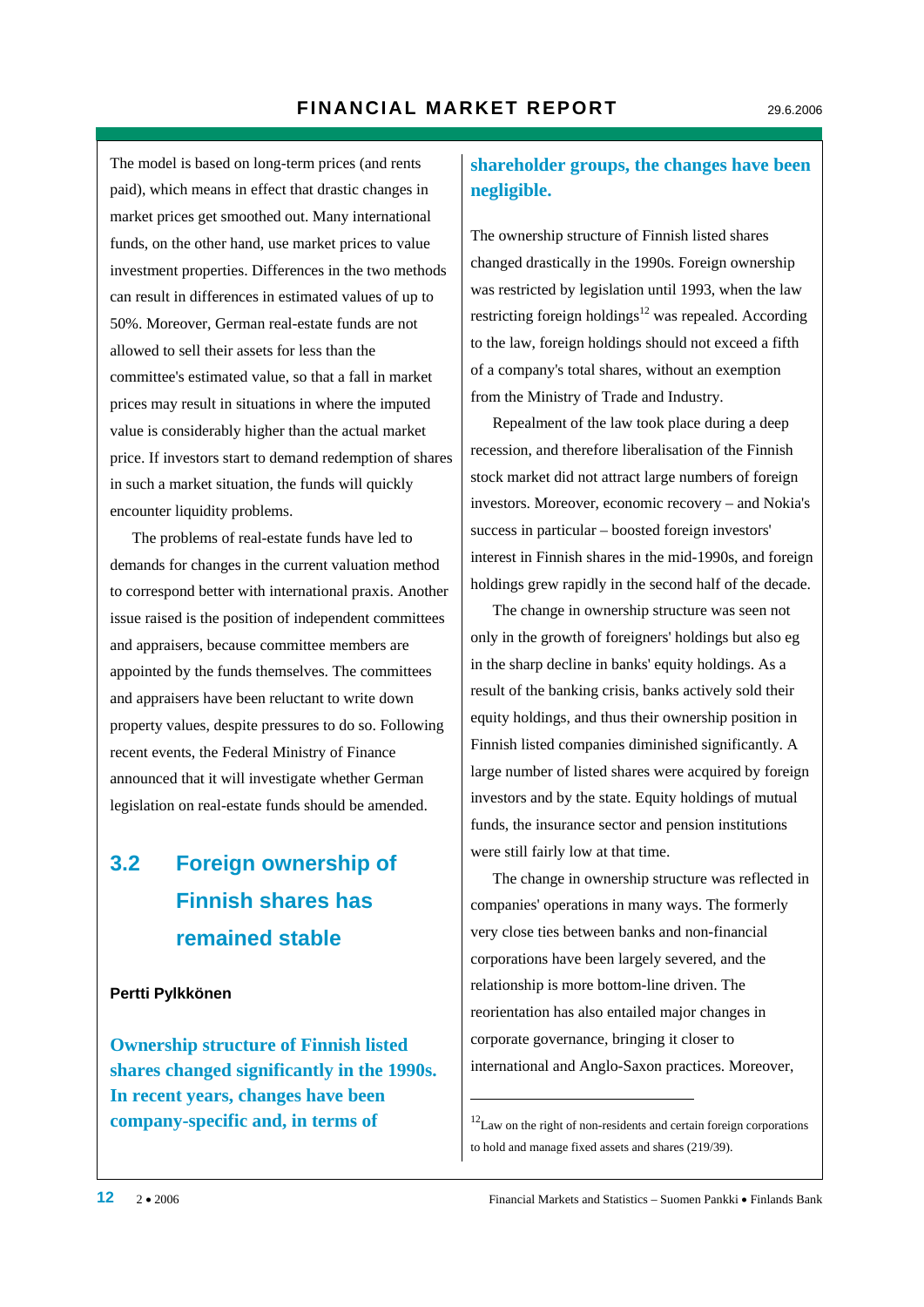The model is based on long-term prices (and rents paid), which means in effect that drastic changes in market prices get smoothed out. Many international funds, on the other hand, use market prices to value investment properties. Differences in the two methods can result in differences in estimated values of up to 50%. Moreover, German real-estate funds are not allowed to sell their assets for less than the committee's estimated value, so that a fall in market prices may result in situations in where the imputed value is considerably higher than the actual market price. If investors start to demand redemption of shares in such a market situation, the funds will quickly encounter liquidity problems.

The problems of real-estate funds have led to demands for changes in the current valuation method to correspond better with international praxis. Another issue raised is the position of independent committees and appraisers, because committee members are appointed by the funds themselves. The committees and appraisers have been reluctant to write down property values, despite pressures to do so. Following recent events, the Federal Ministry of Finance announced that it will investigate whether German legislation on real-estate funds should be amended.

## 3.2 Foreign ownership of Finnish shares has remained stable

**Pertti Pylkkönen**

**Ownership structure of Finnish listed shares changed significantly in the 1990s. In recent years, changes have been company-specific and, in terms of shareholder groups, the changes have been negligible.**

The ownership structure of Finnish listed shares changed drastically in the 1990s. Foreign ownership was restricted by legislation until 1993, when the law restricting foreign holdings[12] was repealed. According to the law, foreign holdings should not exceed a fifth of a company's total shares, without an exemption from the Ministry of Trade and Industry.

Repealment of the law took place during a deep recession, and therefore liberalisation of the Finnish stock market did not attract large numbers of foreign investors. Moreover, economic recovery – and Nokia's success in particular – boosted foreign investors' interest in Finnish shares in the mid-1990s, and foreign holdings grew rapidly in the second half of the decade.

The change in ownership structure was seen not only in the growth of foreigners' holdings but also eg in the sharp decline in banks' equity holdings. As a result of the banking crisis, banks actively sold their equity holdings, and thus their ownership position in Finnish listed companies diminished significantly. A large number of listed shares were acquired by foreign investors and by the state. Equity holdings of mutual funds, the insurance sector and pension institutions were still fairly low at that time.

The change in ownership structure was reflected in companies' operations in many ways. The formerly very close ties between banks and non-financial corporations have been largely severed, and the relationship is more bottom-line driven. The reorientation has also entailed major changes in corporate governance, bringing it closer to international and Anglo-Saxon practices. Moreover,

[12] Law on the right of non-residents and certain foreign corporations to hold and manage fixed assets and shares (219/39).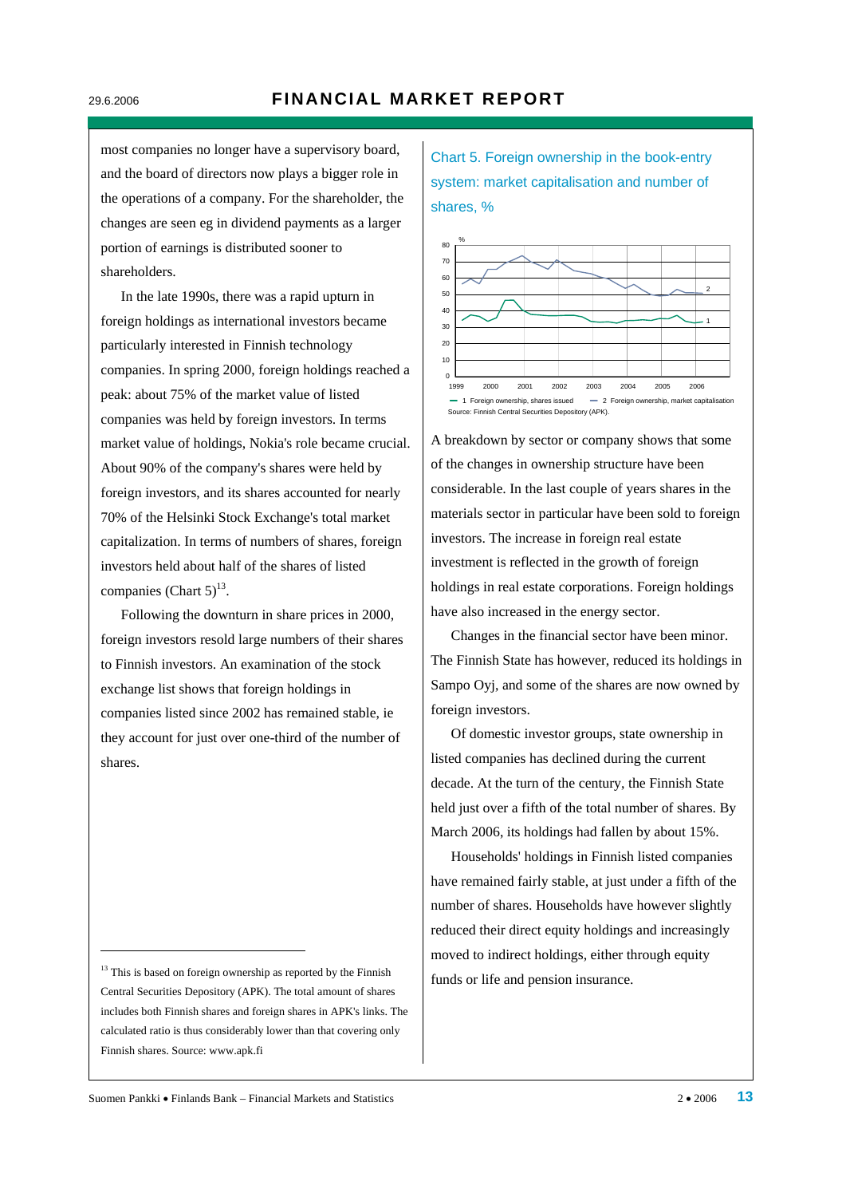most companies no longer have a supervisory board, and the board of directors now plays a bigger role in the operations of a company. For the shareholder, the changes are seen eg in dividend payments as a larger portion of earnings is distributed sooner to shareholders.

In the late 1990s, there was a rapid upturn in foreign holdings as international investors became particularly interested in Finnish technology companies. In spring 2000, foreign holdings reached a peak: about 75% of the market value of listed companies was held by foreign investors. In terms market value of holdings, Nokia's role became crucial. About 90% of the company's shares were held by foreign investors, and its shares accounted for nearly 70% of the Helsinki Stock Exchange's total market capitalization. In terms of numbers of shares, foreign investors held about half of the shares of listed companies (Chart 5)[13].

Following the downturn in share prices in 2000, foreign investors resold large numbers of their shares to Finnish investors. An examination of the stock exchange list shows that foreign holdings in companies listed since 2002 has remained stable, ie they account for just over one-third of the number of shares.

[13] This is based on foreign ownership as reported by the Finnish Central Securities Depository (APK). The total amount of shares includes both Finnish shares and foreign shares in APK's links. The calculated ratio is thus considerably lower than that covering only Finnish shares. Source: www.apk.fi

Chart 5. Foreign ownership in the book-entry system: market capitalisation and number of shares, %

— 1 Foreign ownership, shares issued — 2 Foreign ownership, market capitalisation

Source: Finnish Central Securities Depository (APK).

A breakdown by sector or company shows that some of the changes in ownership structure have been considerable. In the last couple of years shares in the materials sector in particular have been sold to foreign investors. The increase in foreign real estate investment is reflected in the growth of foreign holdings in real estate corporations. Foreign holdings have also increased in the energy sector.

Changes in the financial sector have been minor. The Finnish State has however, reduced its holdings in Sampo Oyj, and some of the shares are now owned by foreign investors.

Of domestic investor groups, state ownership in listed companies has declined during the current decade. At the turn of the century, the Finnish State held just over a fifth of the total number of shares. By March 2006, its holdings had fallen by about 15%.

Households' holdings in Finnish listed companies have remained fairly stable, at just under a fifth of the number of shares. Households have however slightly reduced their direct equity holdings and increasingly moved to indirect holdings, either through equity funds or life and pension insurance.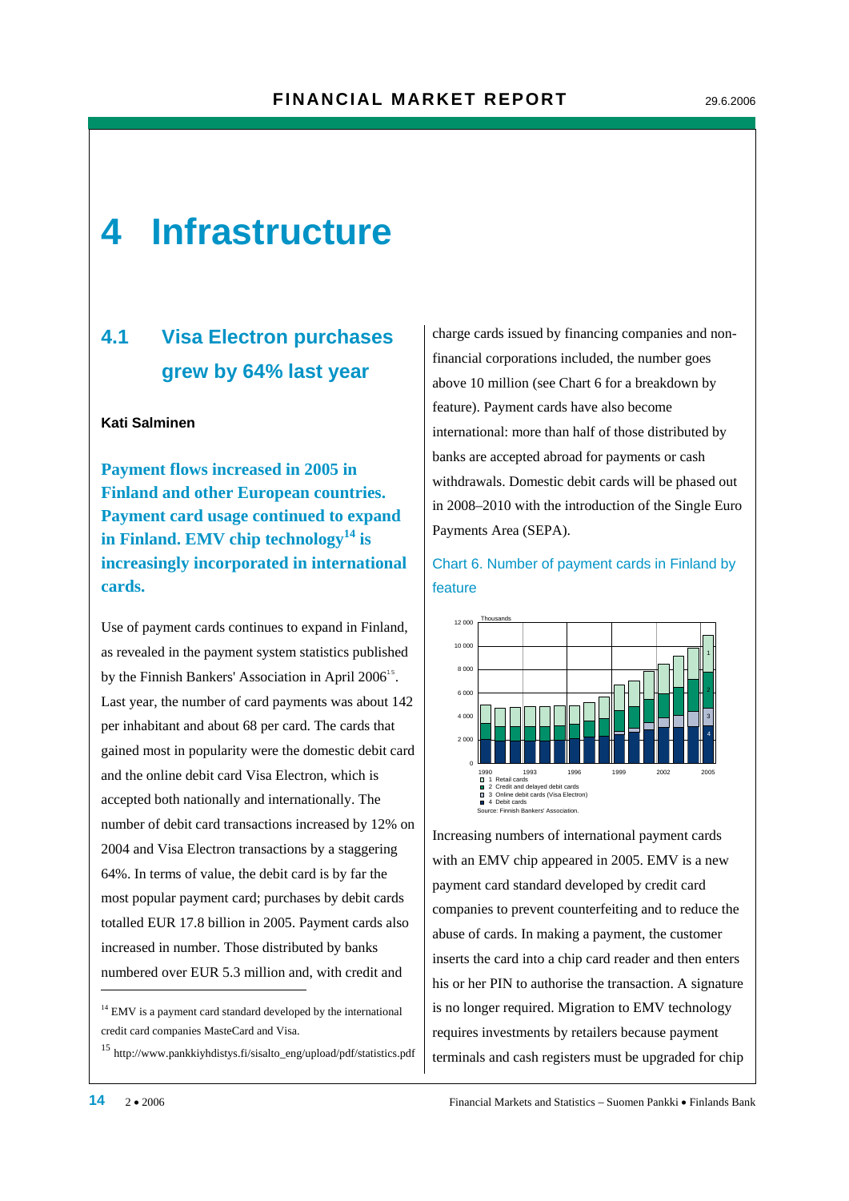# 4 Infrastructure

## 4.1 Visa Electron purchases grew by 64% last year

**Kati Salminen**

**Payment flows increased in 2005 in Finland and other European countries. Payment card usage continued to expand in Finland. EMV chip technology[14] is increasingly incorporated in international cards.**

Use of payment cards continues to expand in Finland, as revealed in the payment system statistics published by the Finnish Bankers' Association in April 2006[15]. Last year, the number of card payments was about 142 per inhabitant and about 68 per card. The cards that gained most in popularity were the domestic debit card and the online debit card Visa Electron, which is accepted both nationally and internationally. The number of debit card transactions increased by 12% on 2004 and Visa Electron transactions by a staggering 64%. In terms of value, the debit card is by far the most popular payment card; purchases by debit cards totalled EUR 17.8 billion in 2005. Payment cards also increased in number. Those distributed by banks numbered over EUR 5.3 million and, with credit and charge cards issued by financing companies and non-financial corporations included, the number goes above 10 million (see Chart 6 for a breakdown by feature). Payment cards have also become international: more than half of those distributed by banks are accepted abroad for payments or cash withdrawals. Domestic debit cards will be phased out in 2008–2010 with the introduction of the Single Euro Payments Area (SEPA).

Chart 6. Number of payment cards in Finland by feature

Thousands

1 Retail cards
2 Credit and delayed debit cards
3 Online debit cards (Visa Electron)
4 Debit cards

Source: Finnish Bankers' Association.

Increasing numbers of international payment cards with an EMV chip appeared in 2005. EMV is a new payment card standard developed by credit card companies to prevent counterfeiting and to reduce the abuse of cards. In making a payment, the customer inserts the card into a chip card reader and then enters his or her PIN to authorise the transaction. A signature is no longer required. Migration to EMV technology requires investments by retailers because payment terminals and cash registers must be upgraded for chip

---

[14] EMV is a payment card standard developed by the international credit card companies MasteCard and Visa.

[15] http://www.pankkiyhdistys.fi/sisalto_eng/upload/pdf/statistics.pdf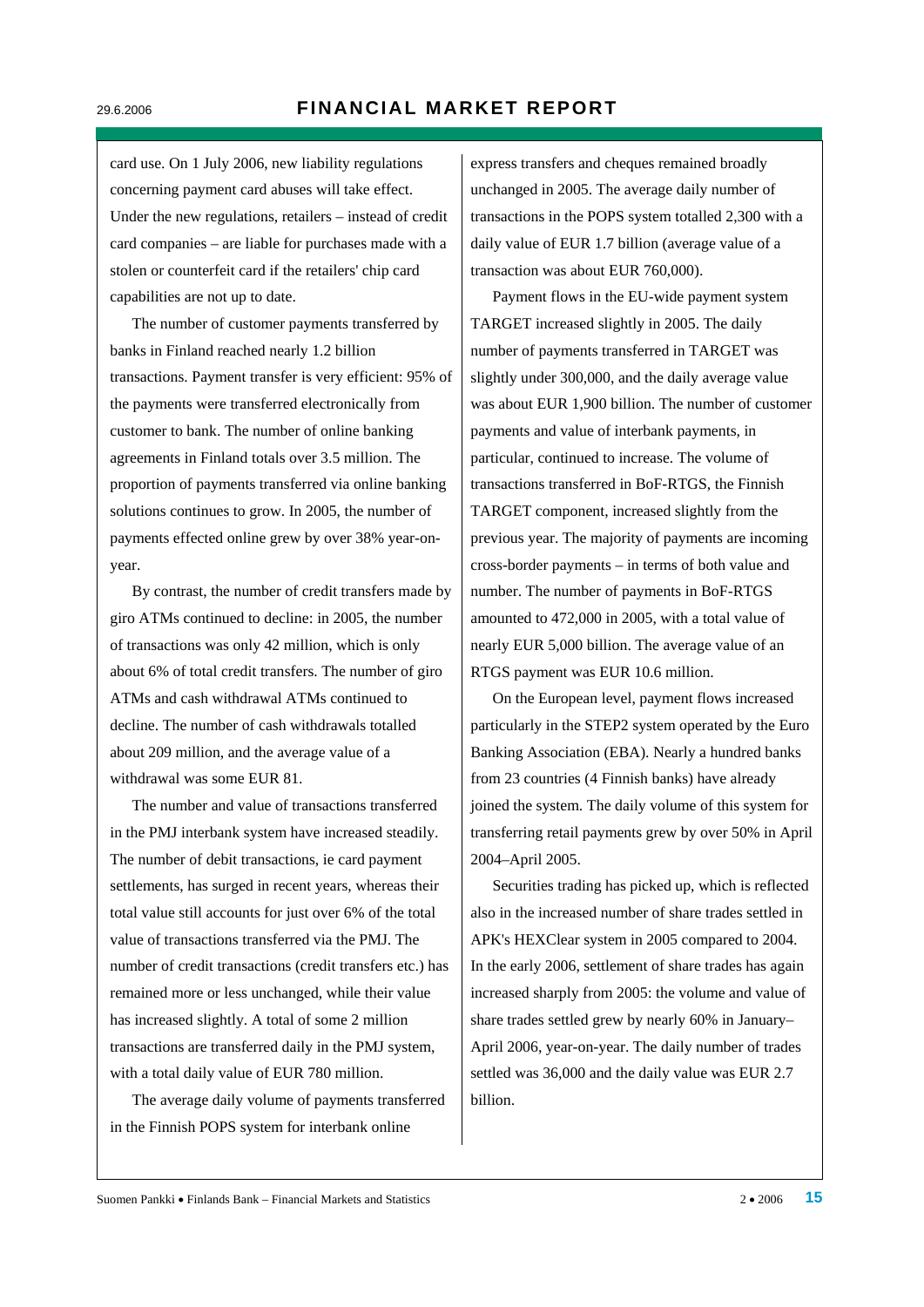card use. On 1 July 2006, new liability regulations concerning payment card abuses will take effect. Under the new regulations, retailers – instead of credit card companies – are liable for purchases made with a stolen or counterfeit card if the retailers' chip card capabilities are not up to date.

The number of customer payments transferred by banks in Finland reached nearly 1.2 billion transactions. Payment transfer is very efficient: 95% of the payments were transferred electronically from customer to bank. The number of online banking agreements in Finland totals over 3.5 million. The proportion of payments transferred via online banking solutions continues to grow. In 2005, the number of payments effected online grew by over 38% year-on-year.

By contrast, the number of credit transfers made by giro ATMs continued to decline: in 2005, the number of transactions was only 42 million, which is only about 6% of total credit transfers. The number of giro ATMs and cash withdrawal ATMs continued to decline. The number of cash withdrawals totalled about 209 million, and the average value of a withdrawal was some EUR 81.

The number and value of transactions transferred in the PMJ interbank system have increased steadily. The number of debit transactions, ie card payment settlements, has surged in recent years, whereas their total value still accounts for just over 6% of the total value of transactions transferred via the PMJ. The number of credit transactions (credit transfers etc.) has remained more or less unchanged, while their value has increased slightly. A total of some 2 million transactions are transferred daily in the PMJ system, with a total daily value of EUR 780 million.

The average daily volume of payments transferred in the Finnish POPS system for interbank online express transfers and cheques remained broadly unchanged in 2005. The average daily number of transactions in the POPS system totalled 2,300 with a daily value of EUR 1.7 billion (average value of a transaction was about EUR 760,000).

Payment flows in the EU-wide payment system TARGET increased slightly in 2005. The daily number of payments transferred in TARGET was slightly under 300,000, and the daily average value was about EUR 1,900 billion. The number of customer payments and value of interbank payments, in particular, continued to increase. The volume of transactions transferred in BoF-RTGS, the Finnish TARGET component, increased slightly from the previous year. The majority of payments are incoming cross-border payments – in terms of both value and number. The number of payments in BoF-RTGS amounted to 472,000 in 2005, with a total value of nearly EUR 5,000 billion. The average value of an RTGS payment was EUR 10.6 million.

On the European level, payment flows increased particularly in the STEP2 system operated by the Euro Banking Association (EBA). Nearly a hundred banks from 23 countries (4 Finnish banks) have already joined the system. The daily volume of this system for transferring retail payments grew by over 50% in April 2004–April 2005.

Securities trading has picked up, which is reflected also in the increased number of share trades settled in APK's HEXClear system in 2005 compared to 2004. In the early 2006, settlement of share trades has again increased sharply from 2005: the volume and value of share trades settled grew by nearly 60% in January–April 2006, year-on-year. The daily number of trades settled was 36,000 and the daily value was EUR 2.7 billion.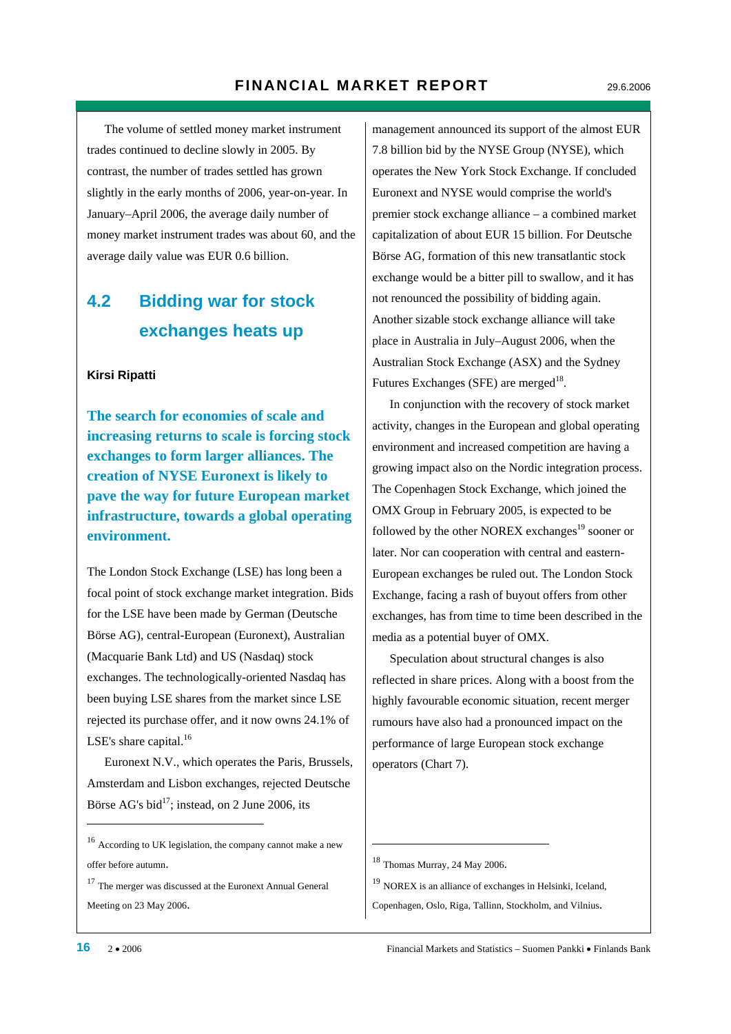The volume of settled money market instrument trades continued to decline slowly in 2005. By contrast, the number of trades settled has grown slightly in the early months of 2006, year-on-year. In January–April 2006, the average daily number of money market instrument trades was about 60, and the average daily value was EUR 0.6 billion.

## 4.2 Bidding war for stock exchanges heats up

**Kirsi Ripatti**

**The search for economies of scale and increasing returns to scale is forcing stock exchanges to form larger alliances. The creation of NYSE Euronext is likely to pave the way for future European market infrastructure, towards a global operating environment.**

The London Stock Exchange (LSE) has long been a focal point of stock exchange market integration. Bids for the LSE have been made by German (Deutsche Börse AG), central-European (Euronext), Australian (Macquarie Bank Ltd) and US (Nasdaq) stock exchanges. The technologically-oriented Nasdaq has been buying LSE shares from the market since LSE rejected its purchase offer, and it now owns 24.1% of LSE's share capital.[16]

Euronext N.V., which operates the Paris, Brussels, Amsterdam and Lisbon exchanges, rejected Deutsche Börse AG's bid[17]; instead, on 2 June 2006, its management announced its support of the almost EUR 7.8 billion bid by the NYSE Group (NYSE), which operates the New York Stock Exchange. If concluded Euronext and NYSE would comprise the world's premier stock exchange alliance – a combined market capitalization of about EUR 15 billion. For Deutsche Börse AG, formation of this new transatlantic stock exchange would be a bitter pill to swallow, and it has not renounced the possibility of bidding again. Another sizable stock exchange alliance will take place in Australia in July–August 2006, when the Australian Stock Exchange (ASX) and the Sydney Futures Exchanges (SFE) are merged[18].

In conjunction with the recovery of stock market activity, changes in the European and global operating environment and increased competition are having a growing impact also on the Nordic integration process. The Copenhagen Stock Exchange, which joined the OMX Group in February 2005, is expected to be followed by the other NOREX exchanges[19] sooner or later. Nor can cooperation with central and eastern-European exchanges be ruled out. The London Stock Exchange, facing a rash of buyout offers from other exchanges, has from time to time been described in the media as a potential buyer of OMX.

Speculation about structural changes is also reflected in share prices. Along with a boost from the highly favourable economic situation, recent merger rumours have also had a pronounced impact on the performance of large European stock exchange operators (Chart 7).

---

[16] According to UK legislation, the company cannot make a new offer before autumn.

[17] The merger was discussed at the Euronext Annual General Meeting on 23 May 2006.

[18] Thomas Murray, 24 May 2006.

[19] NOREX is an alliance of exchanges in Helsinki, Iceland, Copenhagen, Oslo, Riga, Tallinn, Stockholm, and Vilnius.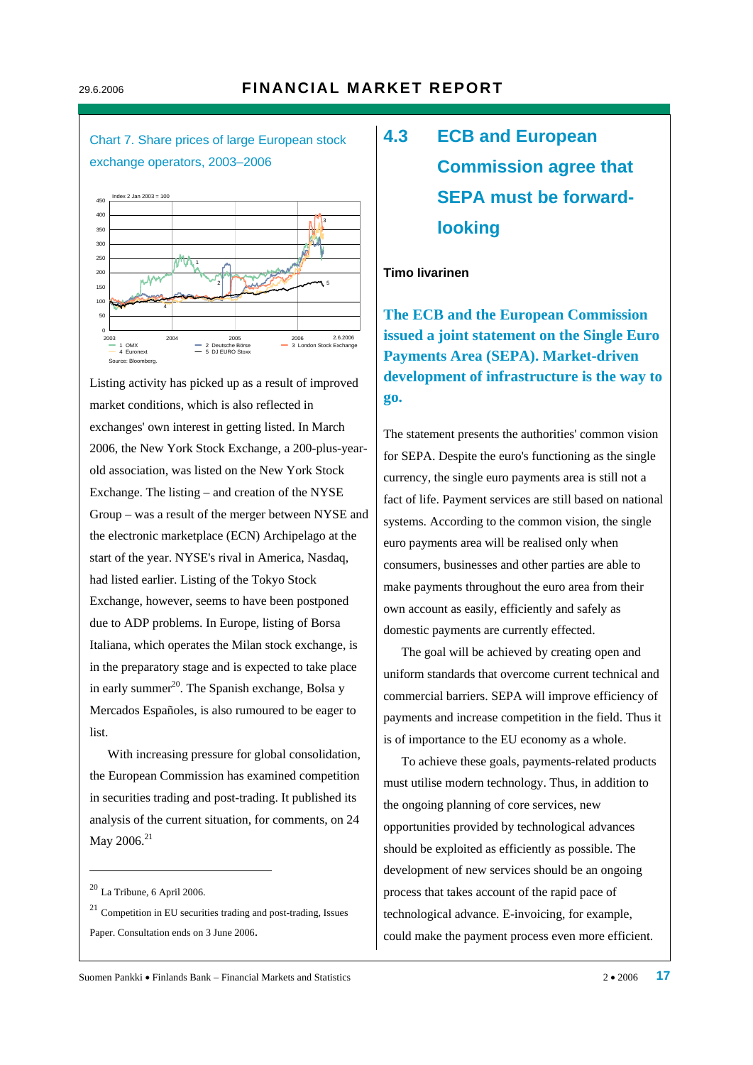Chart 7. Share prices of large European stock exchange operators, 2003–2006

Index 2 Jan 2003 = 100

1 OMX, 2 Deutsche Börse, 3 London Stock Exchange, 4 Euronext, 5 DJ EURO Stoxx

Source: Bloomberg.

Listing activity has picked up as a result of improved market conditions, which is also reflected in exchanges' own interest in getting listed. In March 2006, the New York Stock Exchange, a 200-plus-year-old association, was listed on the New York Stock Exchange. The listing – and creation of the NYSE Group – was a result of the merger between NYSE and the electronic marketplace (ECN) Archipelago at the start of the year. NYSE's rival in America, Nasdaq, had listed earlier. Listing of the Tokyo Stock Exchange, however, seems to have been postponed due to ADP problems. In Europe, listing of Borsa Italiana, which operates the Milan stock exchange, is in the preparatory stage and is expected to take place in early summer[20]. The Spanish exchange, Bolsa y Mercados Españoles, is also rumoured to be eager to list.

With increasing pressure for global consolidation, the European Commission has examined competition in securities trading and post-trading. It published its analysis of the current situation, for comments, on 24 May 2006.[21]

[20] La Tribune, 6 April 2006.

[21] Competition in EU securities trading and post-trading, Issues Paper. Consultation ends on 3 June 2006.

## 4.3 ECB and European Commission agree that SEPA must be forward-looking

**Timo Iivarinen**

**The ECB and the European Commission issued a joint statement on the Single Euro Payments Area (SEPA). Market-driven development of infrastructure is the way to go.**

The statement presents the authorities' common vision for SEPA. Despite the euro's functioning as the single currency, the single euro payments area is still not a fact of life. Payment services are still based on national systems. According to the common vision, the single euro payments area will be realised only when consumers, businesses and other parties are able to make payments throughout the euro area from their own account as easily, efficiently and safely as domestic payments are currently effected.

The goal will be achieved by creating open and uniform standards that overcome current technical and commercial barriers. SEPA will improve efficiency of payments and increase competition in the field. Thus it is of importance to the EU economy as a whole.

To achieve these goals, payments-related products must utilise modern technology. Thus, in addition to the ongoing planning of core services, new opportunities provided by technological advances should be exploited as efficiently as possible. The development of new services should be an ongoing process that takes account of the rapid pace of technological advance. E-invoicing, for example, could make the payment process even more efficient.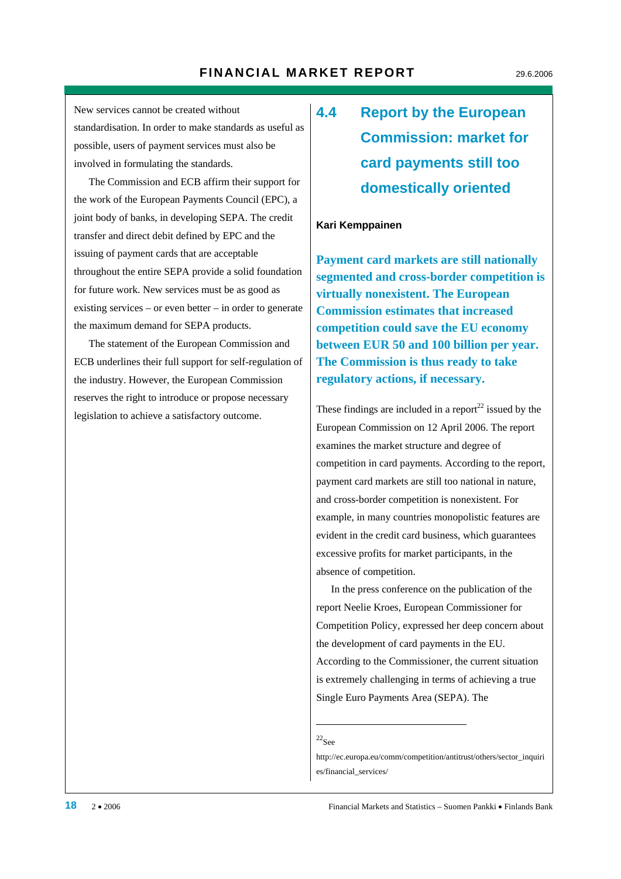New services cannot be created without standardisation. In order to make standards as useful as possible, users of payment services must also be involved in formulating the standards.

The Commission and ECB affirm their support for the work of the European Payments Council (EPC), a joint body of banks, in developing SEPA. The credit transfer and direct debit defined by EPC and the issuing of payment cards that are acceptable throughout the entire SEPA provide a solid foundation for future work. New services must be as good as existing services – or even better – in order to generate the maximum demand for SEPA products.

The statement of the European Commission and ECB underlines their full support for self-regulation of the industry. However, the European Commission reserves the right to introduce or propose necessary legislation to achieve a satisfactory outcome.

## 4.4 Report by the European Commission: market for card payments still too domestically oriented

**Kari Kemppainen**

**Payment card markets are still nationally segmented and cross-border competition is virtually nonexistent. The European Commission estimates that increased competition could save the EU economy between EUR 50 and 100 billion per year. The Commission is thus ready to take regulatory actions, if necessary.**

These findings are included in a report[22] issued by the European Commission on 12 April 2006. The report examines the market structure and degree of competition in card payments. According to the report, payment card markets are still too national in nature, and cross-border competition is nonexistent. For example, in many countries monopolistic features are evident in the credit card business, which guarantees excessive profits for market participants, in the absence of competition.

In the press conference on the publication of the report Neelie Kroes, European Commissioner for Competition Policy, expressed her deep concern about the development of card payments in the EU. According to the Commissioner, the current situation is extremely challenging in terms of achieving a true Single Euro Payments Area (SEPA). The

[22] See http://ec.europa.eu/comm/competition/antitrust/others/sector_inquiries/financial_services/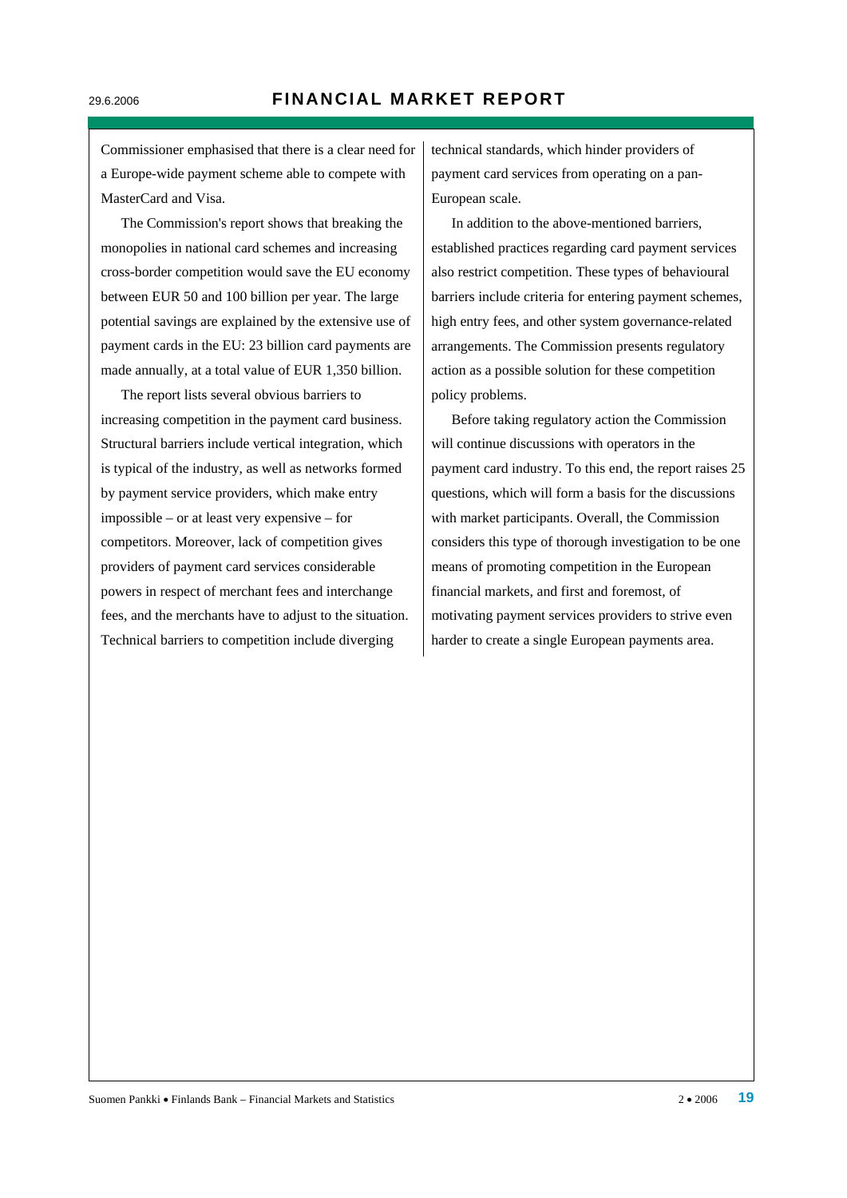Commissioner emphasised that there is a clear need for a Europe-wide payment scheme able to compete with MasterCard and Visa.

The Commission's report shows that breaking the monopolies in national card schemes and increasing cross-border competition would save the EU economy between EUR 50 and 100 billion per year. The large potential savings are explained by the extensive use of payment cards in the EU: 23 billion card payments are made annually, at a total value of EUR 1,350 billion.

The report lists several obvious barriers to increasing competition in the payment card business. Structural barriers include vertical integration, which is typical of the industry, as well as networks formed by payment service providers, which make entry impossible – or at least very expensive – for competitors. Moreover, lack of competition gives providers of payment card services considerable powers in respect of merchant fees and interchange fees, and the merchants have to adjust to the situation. Technical barriers to competition include diverging technical standards, which hinder providers of payment card services from operating on a pan-European scale.

In addition to the above-mentioned barriers, established practices regarding card payment services also restrict competition. These types of behavioural barriers include criteria for entering payment schemes, high entry fees, and other system governance-related arrangements. The Commission presents regulatory action as a possible solution for these competition policy problems.

Before taking regulatory action the Commission will continue discussions with operators in the payment card industry. To this end, the report raises 25 questions, which will form a basis for the discussions with market participants. Overall, the Commission considers this type of thorough investigation to be one means of promoting competition in the European financial markets, and first and foremost, of motivating payment services providers to strive even harder to create a single European payments area.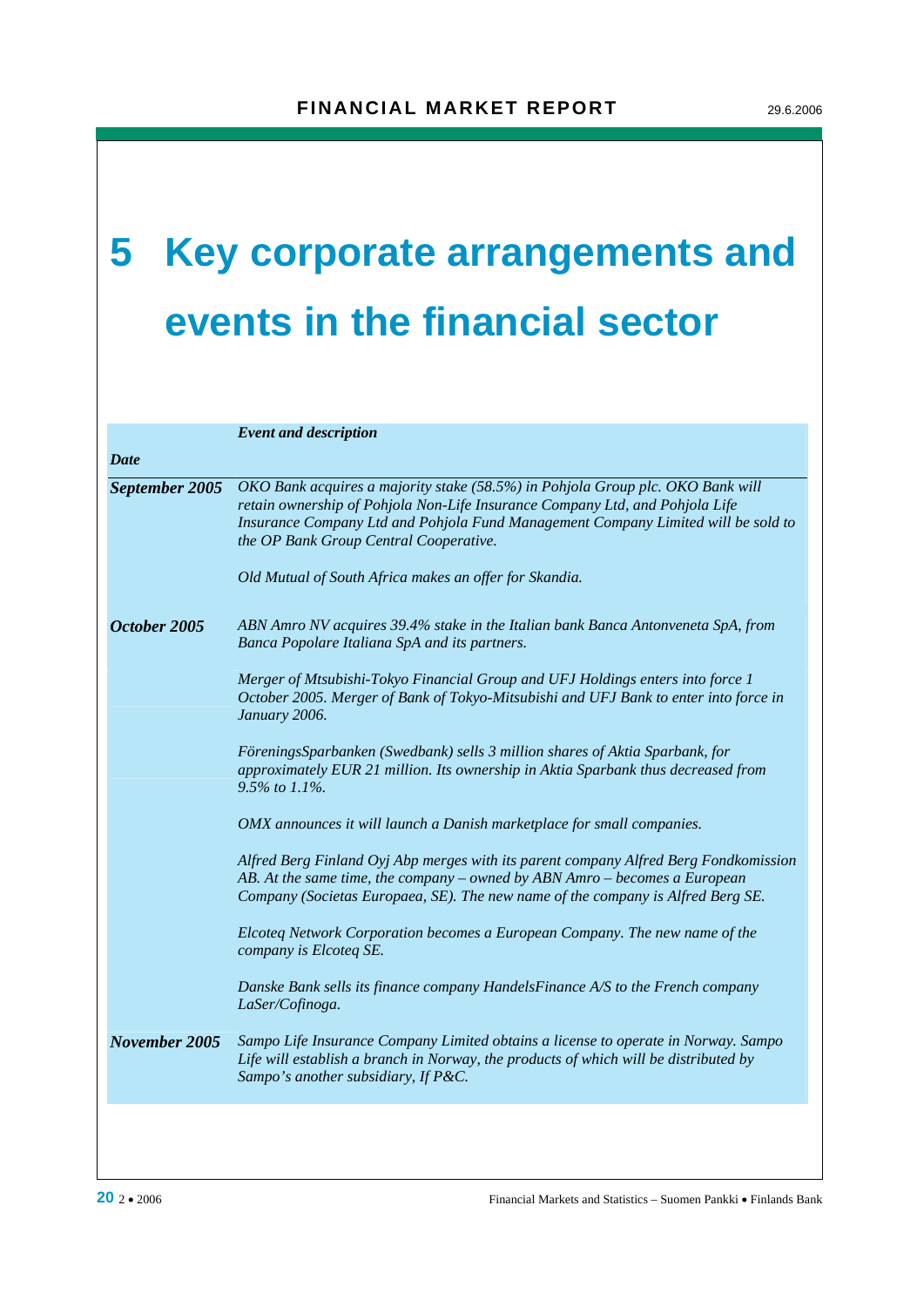# 5 Key corporate arrangements and events in the financial sector

| *Date* | *Event and description* |
|---|---|
| ***September 2005*** | *OKO Bank acquires a majority stake (58.5%) in Pohjola Group plc. OKO Bank will retain ownership of Pohjola Non-Life Insurance Company Ltd, and Pohjola Life Insurance Company Ltd and Pohjola Fund Management Company Limited will be sold to the OP Bank Group Central Cooperative.* |
| | *Old Mutual of South Africa makes an offer for Skandia.* |
| ***October 2005*** | *ABN Amro NV acquires 39.4% stake in the Italian bank Banca Antonveneta SpA, from Banca Popolare Italiana SpA and its partners.* |
| | *Merger of Mtsubishi-Tokyo Financial Group and UFJ Holdings enters into force 1 October 2005. Merger of Bank of Tokyo-Mitsubishi and UFJ Bank to enter into force in January 2006.* |
| | *FöreningsSparbanken (Swedbank) sells 3 million shares of Aktia Sparbank, for approximately EUR 21 million. Its ownership in Aktia Sparbank thus decreased from 9.5% to 1.1%.* |
| | *OMX announces it will launch a Danish marketplace for small companies.* |
| | *Alfred Berg Finland Oyj Abp merges with its parent company Alfred Berg Fondkomission AB. At the same time, the company – owned by ABN Amro – becomes a European Company (Societas Europaea, SE). The new name of the company is Alfred Berg SE.* |
| | *Elcoteq Network Corporation becomes a European Company. The new name of the company is Elcoteq SE.* |
| | *Danske Bank sells its finance company HandelsFinance A/S to the French company LaSer/Cofinoga.* |
| ***November 2005*** | *Sampo Life Insurance Company Limited obtains a license to operate in Norway. Sampo Life will establish a branch in Norway, the products of which will be distributed by Sampo's another subsidiary, If P&C.* |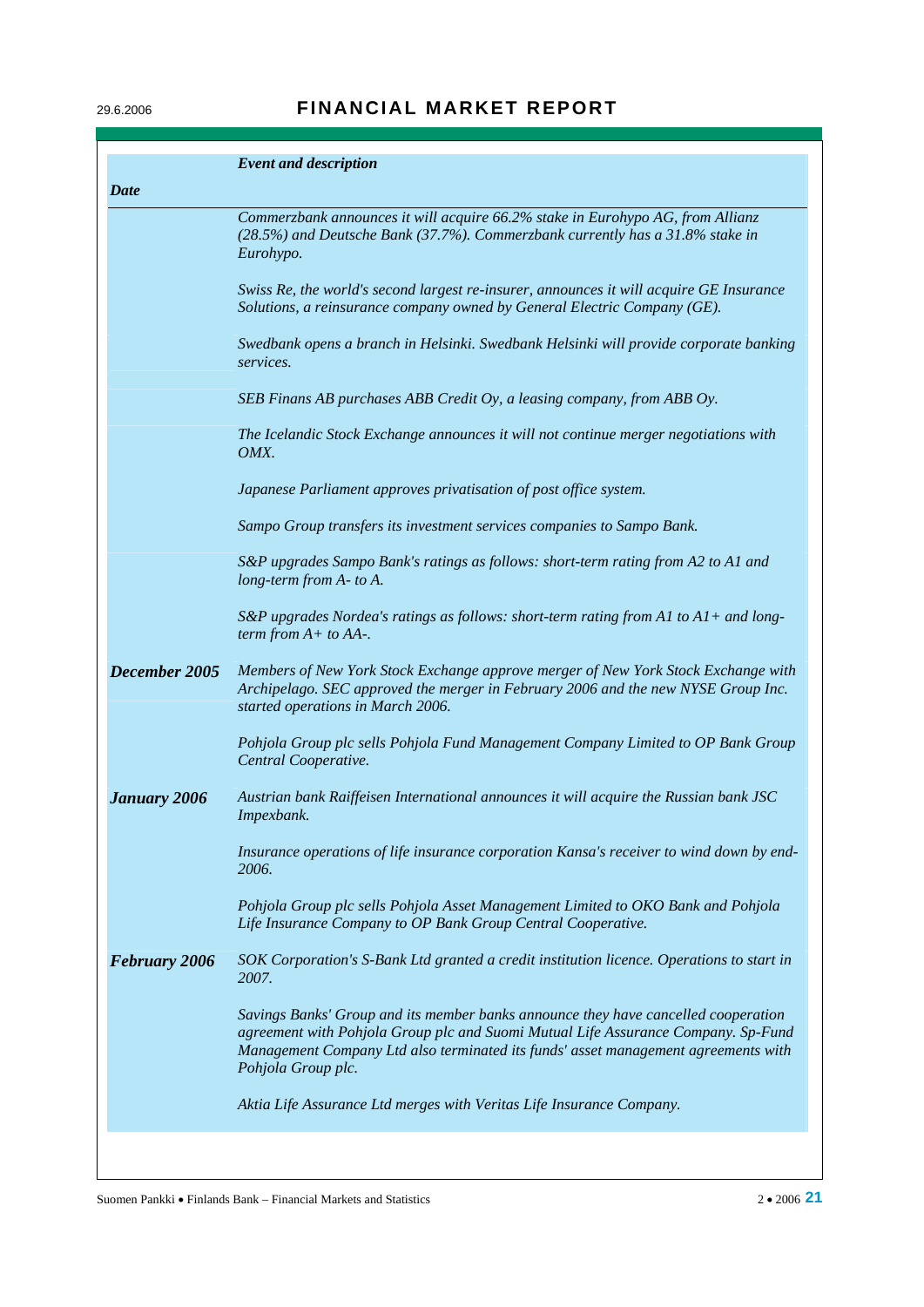| Date | Event and description |
|---|---|
| | *Commerzbank announces it will acquire 66.2% stake in Eurohypo AG, from Allianz (28.5%) and Deutsche Bank (37.7%). Commerzbank currently has a 31.8% stake in Eurohypo.* |
| | *Swiss Re, the world's second largest re-insurer, announces it will acquire GE Insurance Solutions, a reinsurance company owned by General Electric Company (GE).* |
| | *Swedbank opens a branch in Helsinki. Swedbank Helsinki will provide corporate banking services.* |
| | *SEB Finans AB purchases ABB Credit Oy, a leasing company, from ABB Oy.* |
| | *The Icelandic Stock Exchange announces it will not continue merger negotiations with OMX.* |
| | *Japanese Parliament approves privatisation of post office system.* |
| | *Sampo Group transfers its investment services companies to Sampo Bank.* |
| | *S&P upgrades Sampo Bank's ratings as follows: short-term rating from A2 to A1 and long-term from A- to A.* |
| | *S&P upgrades Nordea's ratings as follows: short-term rating from A1 to A1+ and long-term from A+ to AA-.* |
| ***December 2005*** | *Members of New York Stock Exchange approve merger of New York Stock Exchange with Archipelago. SEC approved the merger in February 2006 and the new NYSE Group Inc. started operations in March 2006.* |
| | *Pohjola Group plc sells Pohjola Fund Management Company Limited to OP Bank Group Central Cooperative.* |
| ***January 2006*** | *Austrian bank Raiffeisen International announces it will acquire the Russian bank JSC Impexbank.* |
| | *Insurance operations of life insurance corporation Kansa's receiver to wind down by end-2006.* |
| | *Pohjola Group plc sells Pohjola Asset Management Limited to OKO Bank and Pohjola Life Insurance Company to OP Bank Group Central Cooperative.* |
| ***February 2006*** | *SOK Corporation's S-Bank Ltd granted a credit institution licence. Operations to start in 2007.* |
| | *Savings Banks' Group and its member banks announce they have cancelled cooperation agreement with Pohjola Group plc and Suomi Mutual Life Assurance Company. Sp-Fund Management Company Ltd also terminated its funds' asset management agreements with Pohjola Group plc.* |
| | *Aktia Life Assurance Ltd merges with Veritas Life Insurance Company.* |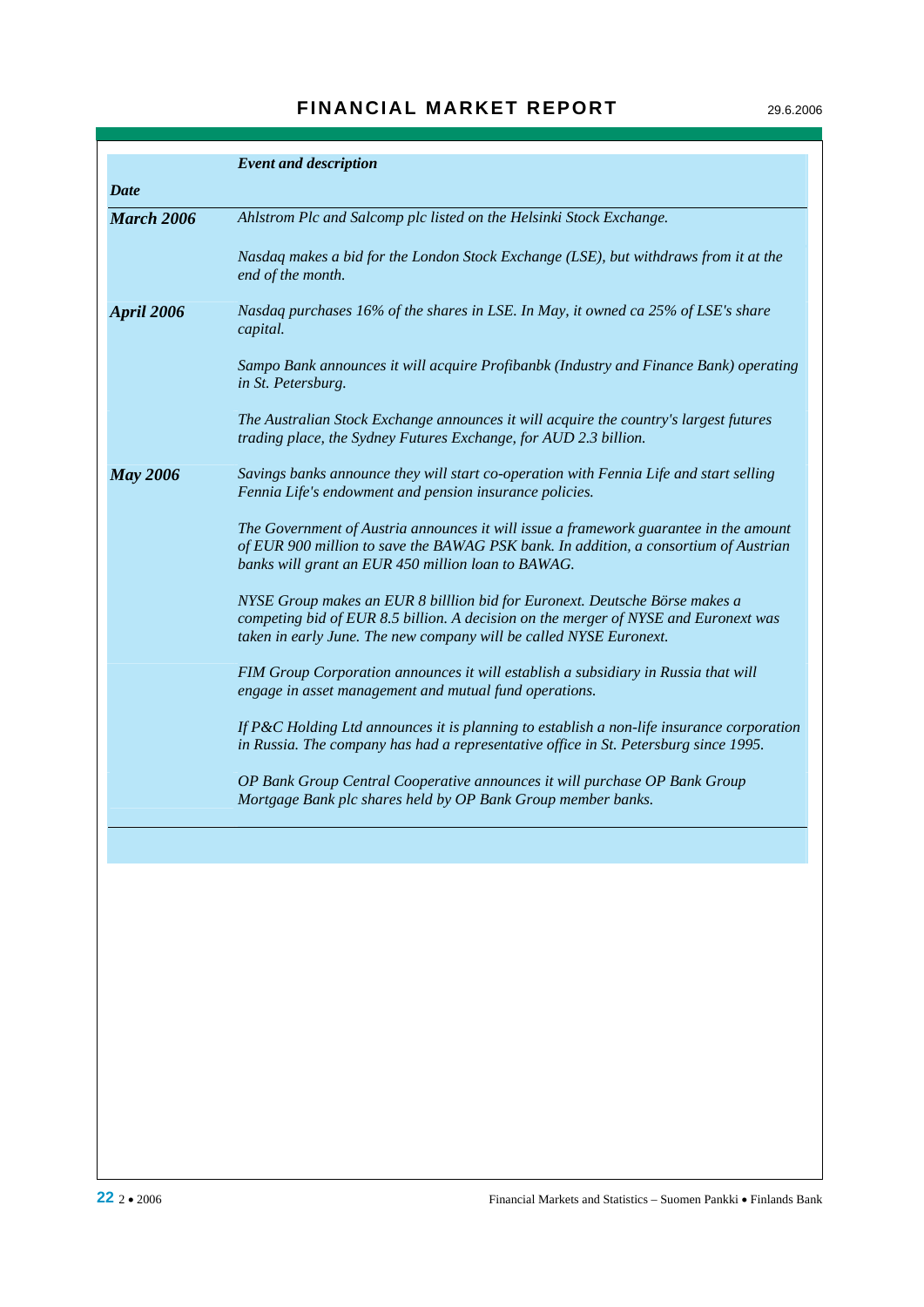| *Date* | *Event and description* |
|---|---|
| ***March 2006*** | *Ahlstrom Plc and Salcomp plc listed on the Helsinki Stock Exchange.* |
| | *Nasdaq makes a bid for the London Stock Exchange (LSE), but withdraws from it at the end of the month.* |
| ***April 2006*** | *Nasdaq purchases 16% of the shares in LSE. In May, it owned ca 25% of LSE's share capital.* |
| | *Sampo Bank announces it will acquire Profibanbk (Industry and Finance Bank) operating in St. Petersburg.* |
| | *The Australian Stock Exchange announces it will acquire the country's largest futures trading place, the Sydney Futures Exchange, for AUD 2.3 billion.* |
| ***May 2006*** | *Savings banks announce they will start co-operation with Fennia Life and start selling Fennia Life's endowment and pension insurance policies.* |
| | *The Government of Austria announces it will issue a framework guarantee in the amount of EUR 900 million to save the BAWAG PSK bank. In addition, a consortium of Austrian banks will grant an EUR 450 million loan to BAWAG.* |
| | *NYSE Group makes an EUR 8 billlion bid for Euronext. Deutsche Börse makes a competing bid of EUR 8.5 billion. A decision on the merger of NYSE and Euronext was taken in early June. The new company will be called NYSE Euronext.* |
| | *FIM Group Corporation announces it will establish a subsidiary in Russia that will engage in asset management and mutual fund operations.* |
| | *If P&C Holding Ltd announces it is planning to establish a non-life insurance corporation in Russia. The company has had a representative office in St. Petersburg since 1995.* |
| | *OP Bank Group Central Cooperative announces it will purchase OP Bank Group Mortgage Bank plc shares held by OP Bank Group member banks.* |